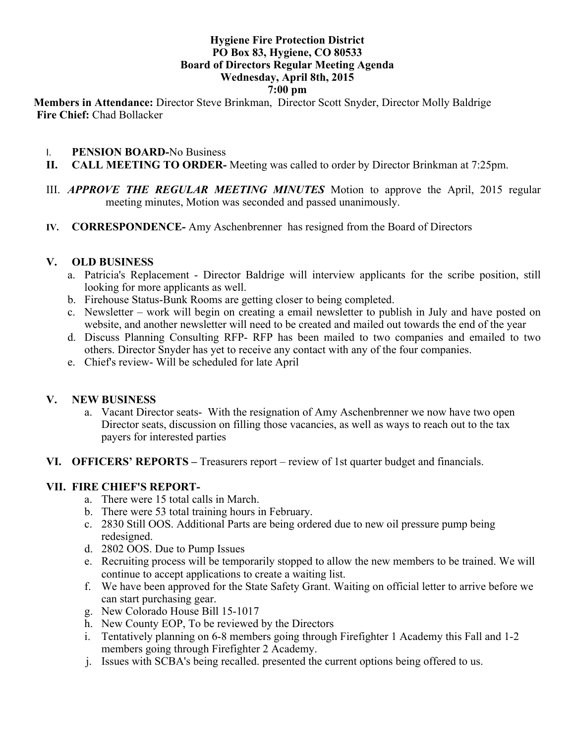**Hygiene Fire Protection District**
**PO Box 83, Hygiene, CO 80533**
**Board of Directors Regular Meeting Agenda**
**Wednesday, April 8th, 2015**
**7:00 pm**

**Members in Attendance:** Director Steve Brinkman, Director Scott Snyder, Director Molly Baldrige
**Fire Chief:** Chad Bollacker

I. **PENSION BOARD-**No Business

II. **CALL MEETING TO ORDER-** Meeting was called to order by Director Brinkman at 7:25pm.

III. ***APPROVE THE REGULAR MEETING MINUTES*** Motion to approve the April, 2015 regular meeting minutes, Motion was seconded and passed unanimously.

IV. **CORRESPONDENCE-** Amy Aschenbrenner has resigned from the Board of Directors

V. **OLD BUSINESS**

a. Patricia's Replacement - Director Baldrige will interview applicants for the scribe position, still looking for more applicants as well.
b. Firehouse Status-Bunk Rooms are getting closer to being completed.
c. Newsletter – work will begin on creating a email newsletter to publish in July and have posted on website, and another newsletter will need to be created and mailed out towards the end of the year
d. Discuss Planning Consulting RFP- RFP has been mailed to two companies and emailed to two others. Director Snyder has yet to receive any contact with any of the four companies.
e. Chief's review- Will be scheduled for late April

V. **NEW BUSINESS**

a. Vacant Director seats- With the resignation of Amy Aschenbrenner we now have two open Director seats, discussion on filling those vacancies, as well as ways to reach out to the tax payers for interested parties

VI. **OFFICERS' REPORTS –** Treasurers report – review of 1st quarter budget and financials.

VII. **FIRE CHIEF'S REPORT-**

a. There were 15 total calls in March.
b. There were 53 total training hours in February.
c. 2830 Still OOS. Additional Parts are being ordered due to new oil pressure pump being redesigned.
d. 2802 OOS. Due to Pump Issues
e. Recruiting process will be temporarily stopped to allow the new members to be trained. We will continue to accept applications to create a waiting list.
f. We have been approved for the State Safety Grant. Waiting on official letter to arrive before we can start purchasing gear.
g. New Colorado House Bill 15-1017
h. New County EOP, To be reviewed by the Directors
i. Tentatively planning on 6-8 members going through Firefighter 1 Academy this Fall and 1-2 members going through Firefighter 2 Academy.
j. Issues with SCBA's being recalled. presented the current options being offered to us.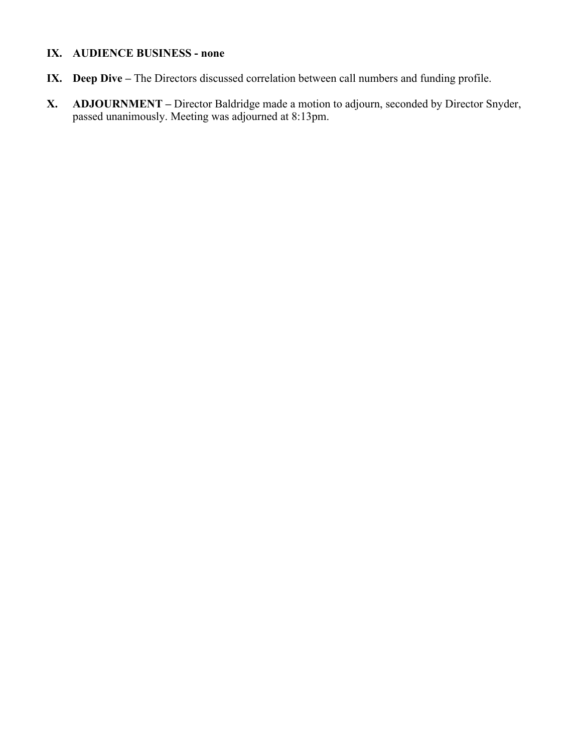**IX. AUDIENCE BUSINESS - none**

**IX. Deep Dive –** The Directors discussed correlation between call numbers and funding profile.

**X. ADJOURNMENT –** Director Baldridge made a motion to adjourn, seconded by Director Snyder, passed unanimously. Meeting was adjourned at 8:13pm.